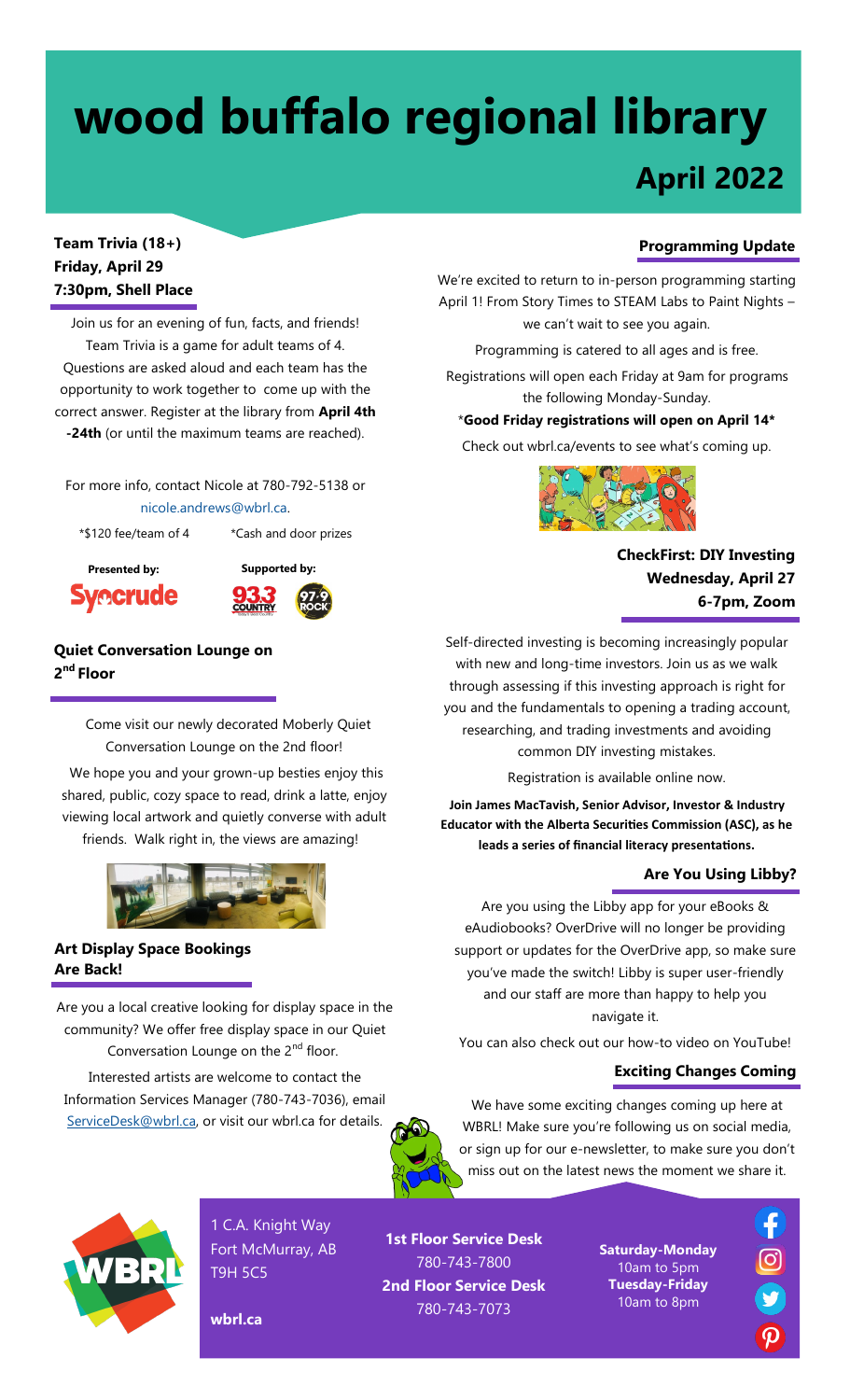# wood buffalo regional library

## April 2022

### Team Trivia (18+)
**Friday, April 29**
**7:30pm, Shell Place**

Join us for an evening of fun, facts, and friends! Team Trivia is a game for adult teams of 4. Questions are asked aloud and each team has the opportunity to work together to come up with the correct answer. Register at the library from **April 4th -24th** (or until the maximum teams are reached).

For more info, contact Nicole at 780-792-5138 or nicole.andrews@wbrl.ca.

*$120 fee/team of 4 *Cash and door prizes

**Presented by:** Syncrude

**Supported by:** 93.3 Country, 97.9 Rock

### Quiet Conversation Lounge on 2nd Floor

Come visit our newly decorated Moberly Quiet Conversation Lounge on the 2nd floor!

We hope you and your grown-up besties enjoy this shared, public, cozy space to read, drink a latte, enjoy viewing local artwork and quietly converse with adult friends. Walk right in, the views are amazing!

### Art Display Space Bookings Are Back!

Are you a local creative looking for display space in the community? We offer free display space in our Quiet Conversation Lounge on the 2nd floor.

Interested artists are welcome to contact the Information Services Manager (780-743-7036), email ServiceDesk@wbrl.ca, or visit our wbrl.ca for details.

### Programming Update

We're excited to return to in-person programming starting April 1! From Story Times to STEAM Labs to Paint Nights – we can't wait to see you again.

Programming is catered to all ages and is free.

Registrations will open each Friday at 9am for programs the following Monday-Sunday.

***Good Friday registrations will open on April 14***

Check out wbrl.ca/events to see what's coming up.

### CheckFirst: DIY Investing
**Wednesday, April 27**
**6-7pm, Zoom**

Self-directed investing is becoming increasingly popular with new and long-time investors. Join us as we walk through assessing if this investing approach is right for you and the fundamentals to opening a trading account, researching, and trading investments and avoiding common DIY investing mistakes.

Registration is available online now.

**Join James MacTavish, Senior Advisor, Investor & Industry Educator with the Alberta Securities Commission (ASC), as he leads a series of financial literacy presentations.**

### Are You Using Libby?

Are you using the Libby app for your eBooks & eAudiobooks? OverDrive will no longer be providing support or updates for the OverDrive app, so make sure you've made the switch! Libby is super user-friendly and our staff are more than happy to help you navigate it.

You can also check out our how-to video on YouTube!

### Exciting Changes Coming

We have some exciting changes coming up here at WBRL! Make sure you're following us on social media, or sign up for our e-newsletter, to make sure you don't miss out on the latest news the moment we share it.

1 C.A. Knight Way
Fort McMurray, AB
T9H 5C5

**wbrl.ca**

**1st Floor Service Desk**
780-743-7800
**2nd Floor Service Desk**
780-743-7073

**Saturday-Monday**
10am to 5pm
**Tuesday-Friday**
10am to 8pm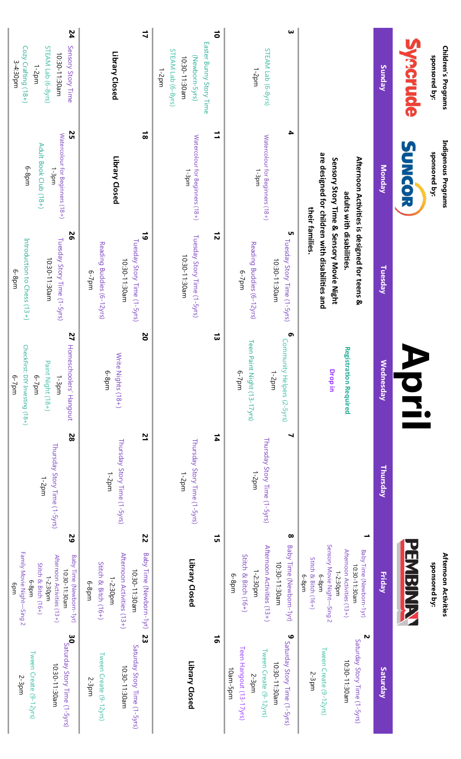# April

**Children's Programs sponsored by:** Syncrude

**Indigenous Programs sponsored by:** Suncor

**Afternoon Activities sponsored by:** Pembina

**Afternoon Activities is designed for teens & adults with disabilities.**

**Sensory Story Time & Sensory Movie Night are designed for children with disabilities and their families.**

**Registration Required**

**Drop in**

| Sunday | Monday | Tuesday | Wednesday | Thursday | Friday | Saturday |
|---|---|---|---|---|---|---|
| | | | | | **1** Baby Time (Newborn-1yr) 10:30-11:30am; Afternoon Activities (13+) 1-2:30pm; Sensory Movie Night—Sing 2 6-8pm; Stitch & Bitch (16+) 6-8pm | **2** Saturday Story Time (1-5yrs) 10:30-11:30am; Tween Create (9-12yrs) 2-3pm |
| **3** STEAM Lab (6-8yrs) 1-2pm | **4** Watercolour for Beginners (18+) 1-3pm | **5** Tuesday Story Time (1-5yrs) 10:30-11:30am; Reading Buddies (6-12yrs) 6-7pm | **6** Community Helpers (2-5yrs) 1-2pm; Teen Paint Night (13-17yrs) 6-7pm | **7** Thursday Story Time (1-5yrs) 1-2pm | **8** Baby Time (Newborn-1yr) 10:30-11:30am; Afternoon Activities (13+) 1-2:30pm; Stitch & Bitch (16+) 6-8pm | **9** Saturday Story Time (1-5yrs) 10:30-11:30am; Tween Create (9-12yrs) 2-3pm; Teen Hangout (13-17yrs) 10am-5pm |
| **10** Easter Bunny Story Time (Newborn-5yrs) 10:30-11:30am; STEAM Lab (6-8yrs) 1-2pm | **11** Watercolour for Beginners (18+) 1-3pm | **12** Tuesday Story Time (1-5yrs) 10:30-11:30am | **13** | **14** Thursday Story Time (1-5yrs) 1-2pm | **15** Library Closed | **16** Library Closed |
| **17** Library Closed | **18** Library Closed | **19** Tuesday Story Time (1-5yrs) 10:30-11:30am; Reading Buddies (6-12yrs) 6-7pm | **20** Write Nights (18+) 6-8pm | **21** Thursday Story Time (1-5yrs) 1-2pm | **22** Baby Time (Newborn-1yr) 10:30-11:30am; Afternoon Activities (13+) 1-2:30pm; Stitch & Bitch (16+) 6-8pm | **23** Saturday Story Time (1-5yrs) 10:30-11:30am; Tween Create (9-12yrs) 2-3pm |
| **24** Sensory Story Time 10:30-11:30am; STEAM Lab (6-8yrs) 1-2pm; Cozy Crafting (18+) 3-4:30pm | **25** Watercolour for Beginners (18+) 1-3pm; Adult Book Club (18+) 6-8pm | **26** Tuesday Story Time (1-5yrs) 10:30-11:30am; Introduction to Chess (13+) 6-8pm | **27** Homeschoolers' Hangout 1-3pm; Paint Night (18+) 6-7pm; CheckFirst: DIY Investing (18+) 6-7pm | **28** Thursday Story Time (1-5yrs) 1-2pm | **29** Baby Time (Newborn-1yr) 10:30-11:30am; Afternoon Activities (13+) 1-2:30pm; Stitch & Bitch (16+) 6-8pm; Family Movie Night—Sing 2 6pm | **30** Saturday Story Time (1-5yrs) 10:30-11:30am; Tween Create (9-12yrs) 2-3pm |